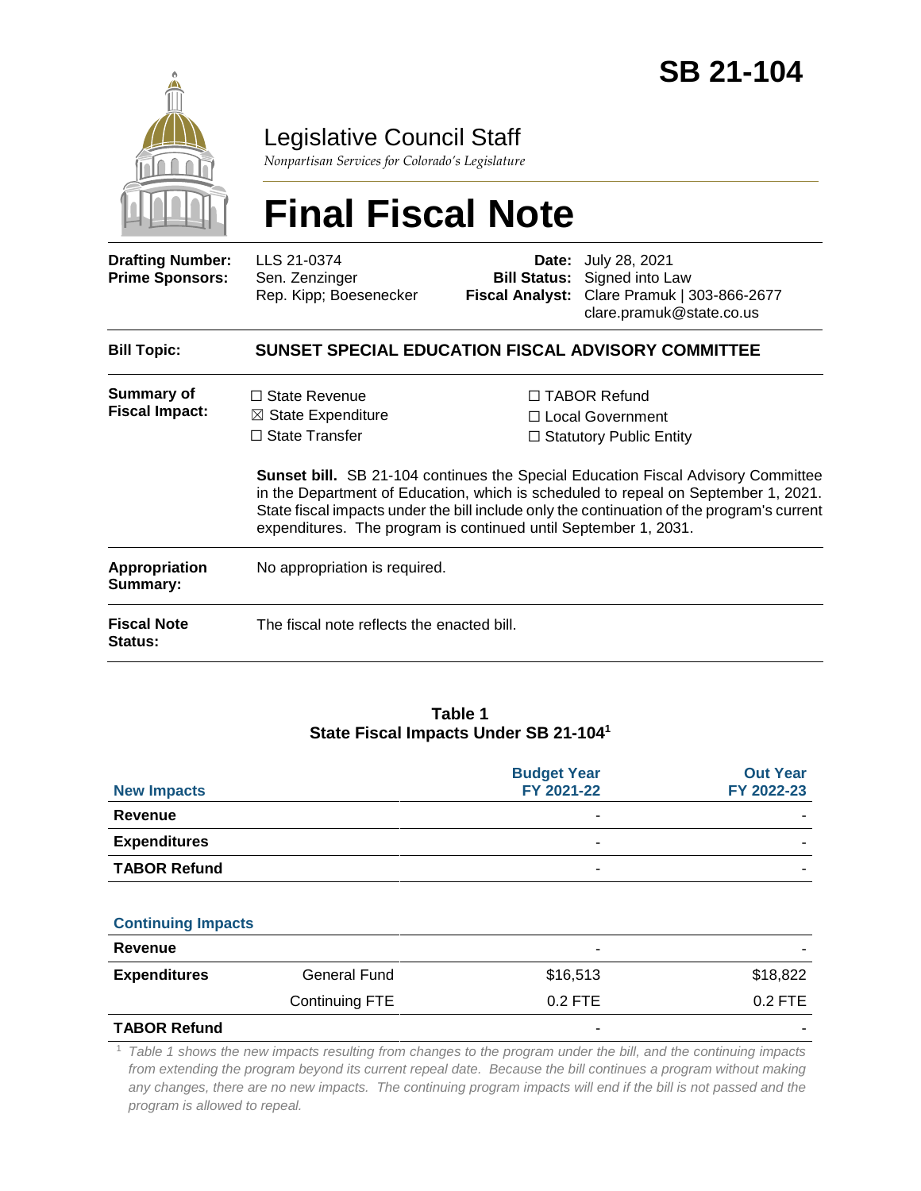# SB 21-104

## Legislative Council Staff

*Nonpartisan Services for Colorado's Legislature*

# Final Fiscal Note

| | | | |
|---|---|---|---|
| **Drafting Number:** | LLS 21-0374 | **Date:** | July 28, 2021 |
| **Prime Sponsors:** | Sen. Zenzinger<br>Rep. Kipp; Boesenecker | **Bill Status:** | Signed into Law |
| | | **Fiscal Analyst:** | Clare Pramuk \| 303-866-2677<br>clare.pramuk@state.co.us |

**Bill Topic:** **SUNSET SPECIAL EDUCATION FISCAL ADVISORY COMMITTEE**

**Summary of Fiscal Impact:**

☐ State Revenue
☒ State Expenditure
☐ State Transfer
☐ TABOR Refund
☐ Local Government
☐ Statutory Public Entity

**Sunset bill.** SB 21-104 continues the Special Education Fiscal Advisory Committee in the Department of Education, which is scheduled to repeal on September 1, 2021. State fiscal impacts under the bill include only the continuation of the program's current expenditures. The program is continued until September 1, 2031.

**Appropriation Summary:** No appropriation is required.

**Fiscal Note Status:** The fiscal note reflects the enacted bill.

**Table 1**
**State Fiscal Impacts Under SB 21-104[1]**

| New Impacts | | Budget Year FY 2021-22 | Out Year FY 2022-23 |
|---|---|---|---|
| **Revenue** | | - | - |
| **Expenditures** | | - | - |
| **TABOR Refund** | | - | - |
| **Continuing Impacts** | | | |
| **Revenue** | | - | - |
| **Expenditures** | General Fund | $16,513 | $18,822 |
| | Continuing FTE | 0.2 FTE | 0.2 FTE |
| **TABOR Refund** | | - | - |

[1] *Table 1 shows the new impacts resulting from changes to the program under the bill, and the continuing impacts from extending the program beyond its current repeal date. Because the bill continues a program without making any changes, there are no new impacts. The continuing program impacts will end if the bill is not passed and the program is allowed to repeal.*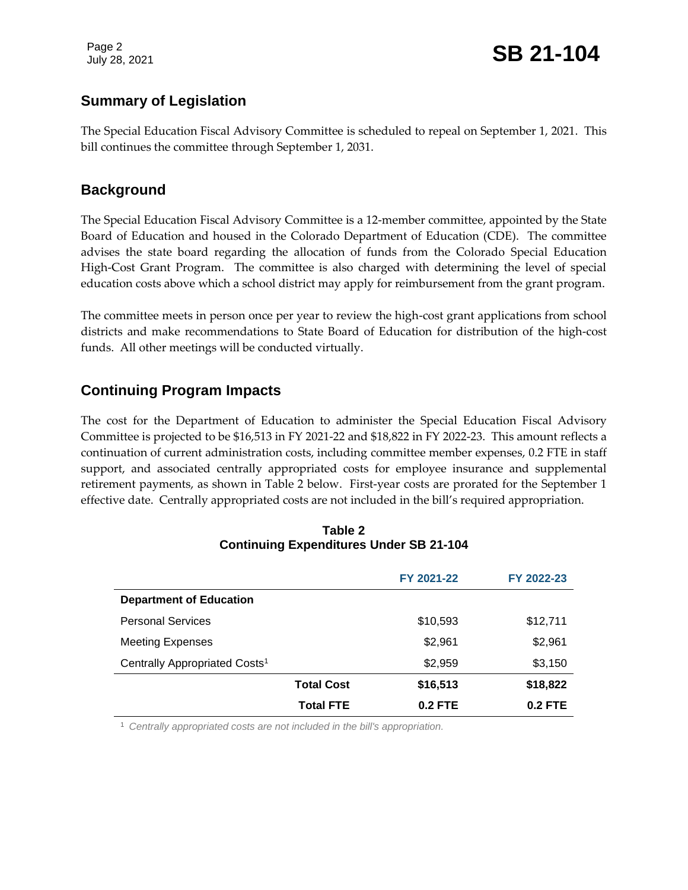## Summary of Legislation

The Special Education Fiscal Advisory Committee is scheduled to repeal on September 1, 2021. This bill continues the committee through September 1, 2031.

## Background

The Special Education Fiscal Advisory Committee is a 12-member committee, appointed by the State Board of Education and housed in the Colorado Department of Education (CDE). The committee advises the state board regarding the allocation of funds from the Colorado Special Education High-Cost Grant Program. The committee is also charged with determining the level of special education costs above which a school district may apply for reimbursement from the grant program.

The committee meets in person once per year to review the high-cost grant applications from school districts and make recommendations to State Board of Education for distribution of the high-cost funds. All other meetings will be conducted virtually.

## Continuing Program Impacts

The cost for the Department of Education to administer the Special Education Fiscal Advisory Committee is projected to be $16,513 in FY 2021-22 and $18,822 in FY 2022-23. This amount reflects a continuation of current administration costs, including committee member expenses, 0.2 FTE in staff support, and associated centrally appropriated costs for employee insurance and supplemental retirement payments, as shown in Table 2 below. First-year costs are prorated for the September 1 effective date. Centrally appropriated costs are not included in the bill's required appropriation.

**Table 2**
**Continuing Expenditures Under SB 21-104**

| | FY 2021-22 | FY 2022-23 |
|---|---|---|
| **Department of Education** | | |
| Personal Services | $10,593 | $12,711 |
| Meeting Expenses | $2,961 | $2,961 |
| Centrally Appropriated Costs[1] | $2,959 | $3,150 |
| **Total Cost** | **$16,513** | **$18,822** |
| **Total FTE** | **0.2 FTE** | **0.2 FTE** |

[1] *Centrally appropriated costs are not included in the bill's appropriation.*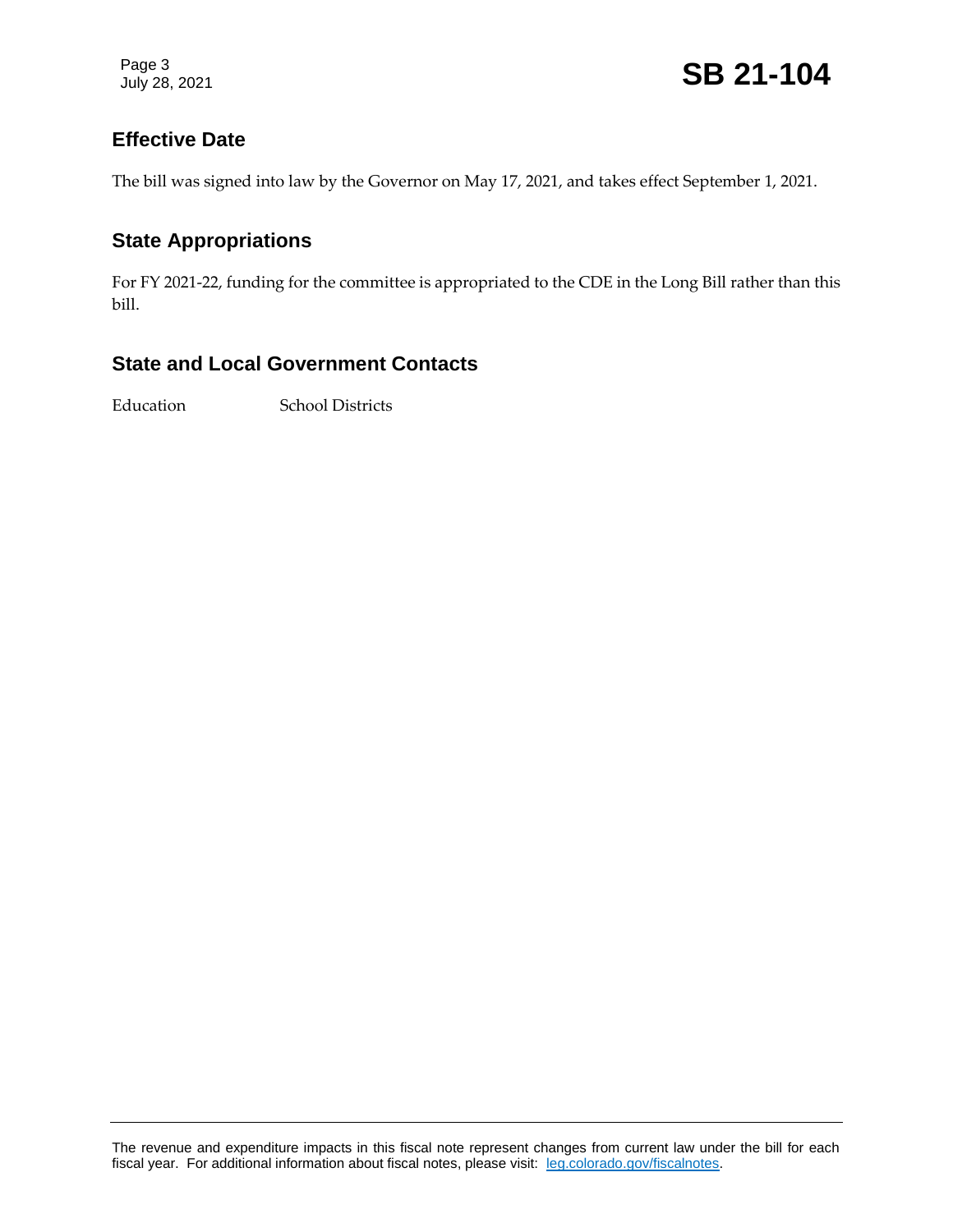## Effective Date

The bill was signed into law by the Governor on May 17, 2021, and takes effect September 1, 2021.

## State Appropriations

For FY 2021-22, funding for the committee is appropriated to the CDE in the Long Bill rather than this bill.

## State and Local Government Contacts

Education School Districts

The revenue and expenditure impacts in this fiscal note represent changes from current law under the bill for each fiscal year. For additional information about fiscal notes, please visit: leg.colorado.gov/fiscalnotes.